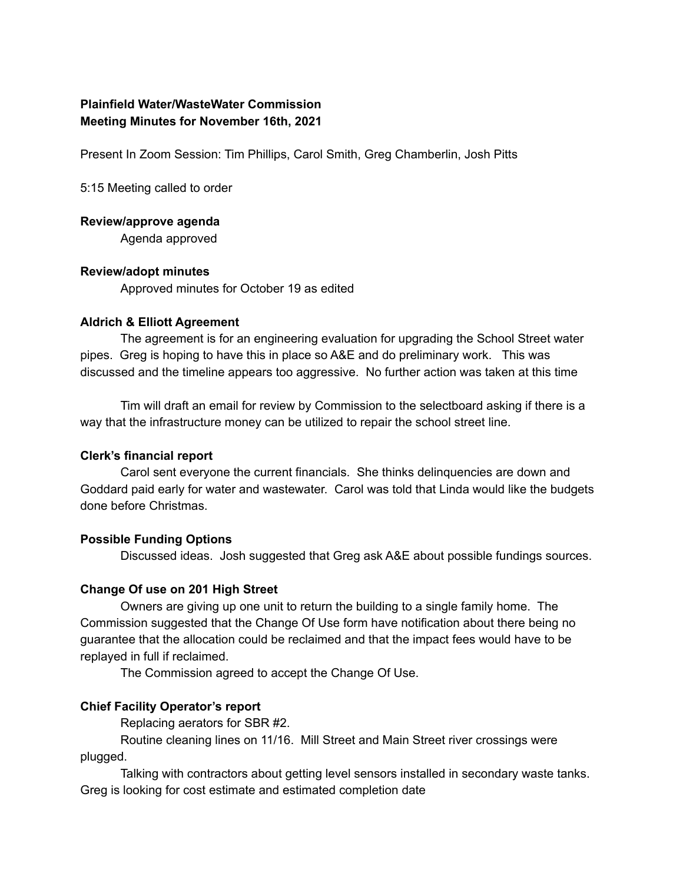**Plainfield Water/WasteWater Commission**
**Meeting Minutes for November 16th, 2021**

Present In Zoom Session: Tim Phillips, Carol Smith, Greg Chamberlin, Josh Pitts

5:15 Meeting called to order

**Review/approve agenda**

Agenda approved

**Review/adopt minutes**

Approved minutes for October 19 as edited

**Aldrich & Elliott Agreement**

The agreement is for an engineering evaluation for upgrading the School Street water pipes. Greg is hoping to have this in place so A&E and do preliminary work. This was discussed and the timeline appears too aggressive. No further action was taken at this time

Tim will draft an email for review by Commission to the selectboard asking if there is a way that the infrastructure money can be utilized to repair the school street line.

**Clerk's financial report**

Carol sent everyone the current financials. She thinks delinquencies are down and Goddard paid early for water and wastewater. Carol was told that Linda would like the budgets done before Christmas.

**Possible Funding Options**

Discussed ideas. Josh suggested that Greg ask A&E about possible fundings sources.

**Change Of use on 201 High Street**

Owners are giving up one unit to return the building to a single family home. The Commission suggested that the Change Of Use form have notification about there being no guarantee that the allocation could be reclaimed and that the impact fees would have to be replayed in full if reclaimed.

The Commission agreed to accept the Change Of Use.

**Chief Facility Operator's report**

Replacing aerators for SBR #2.

Routine cleaning lines on 11/16. Mill Street and Main Street river crossings were plugged.

Talking with contractors about getting level sensors installed in secondary waste tanks. Greg is looking for cost estimate and estimated completion date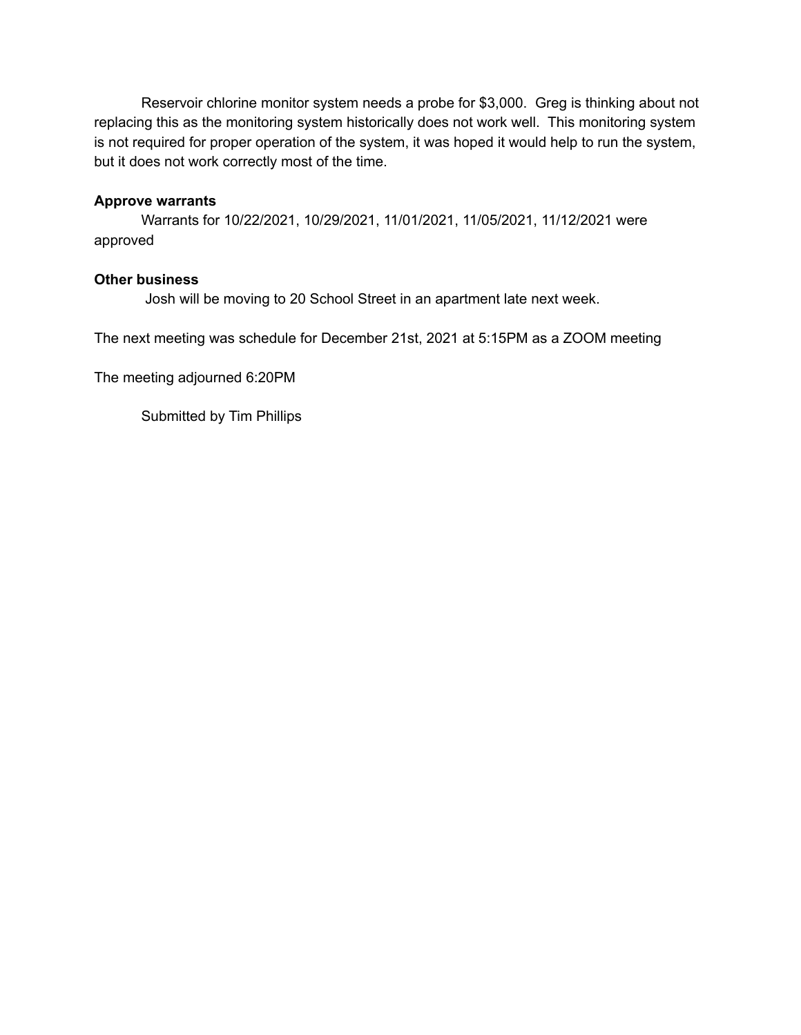Reservoir chlorine monitor system needs a probe for $3,000. Greg is thinking about not replacing this as the monitoring system historically does not work well. This monitoring system is not required for proper operation of the system, it was hoped it would help to run the system, but it does not work correctly most of the time.

**Approve warrants**

Warrants for 10/22/2021, 10/29/2021, 11/01/2021, 11/05/2021, 11/12/2021 were approved

**Other business**

Josh will be moving to 20 School Street in an apartment late next week.

The next meeting was schedule for December 21st, 2021 at 5:15PM as a ZOOM meeting

The meeting adjourned 6:20PM

Submitted by Tim Phillips